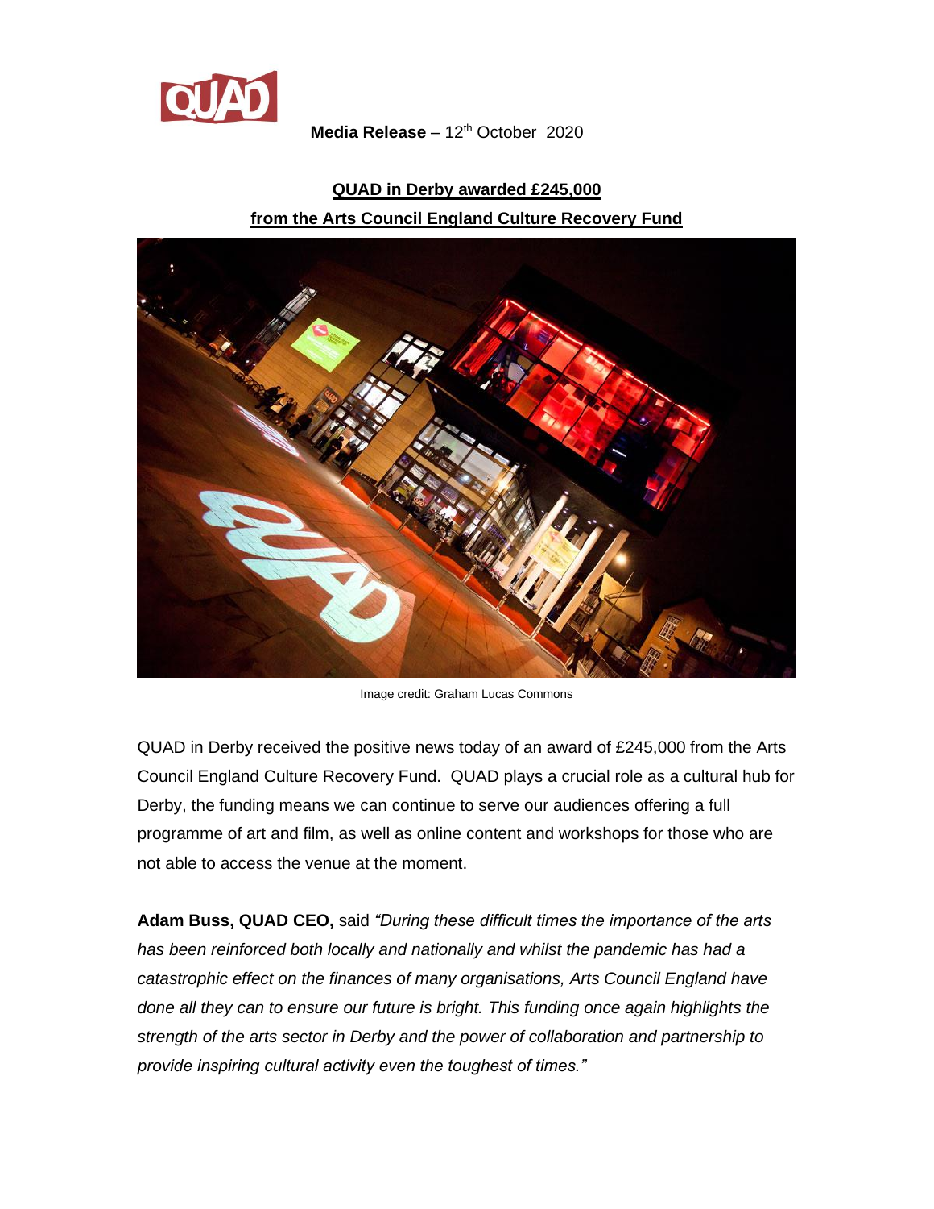**Media Release** – 12th October 2020

**QUAD in Derby awarded £245,000**
**from the Arts Council England Culture Recovery Fund**

Image credit: Graham Lucas Commons

QUAD in Derby received the positive news today of an award of £245,000 from the Arts Council England Culture Recovery Fund. QUAD plays a crucial role as a cultural hub for Derby, the funding means we can continue to serve our audiences offering a full programme of art and film, as well as online content and workshops for those who are not able to access the venue at the moment.

**Adam Buss, QUAD CEO,** said *"During these difficult times the importance of the arts has been reinforced both locally and nationally and whilst the pandemic has had a catastrophic effect on the finances of many organisations, Arts Council England have done all they can to ensure our future is bright. This funding once again highlights the strength of the arts sector in Derby and the power of collaboration and partnership to provide inspiring cultural activity even the toughest of times."*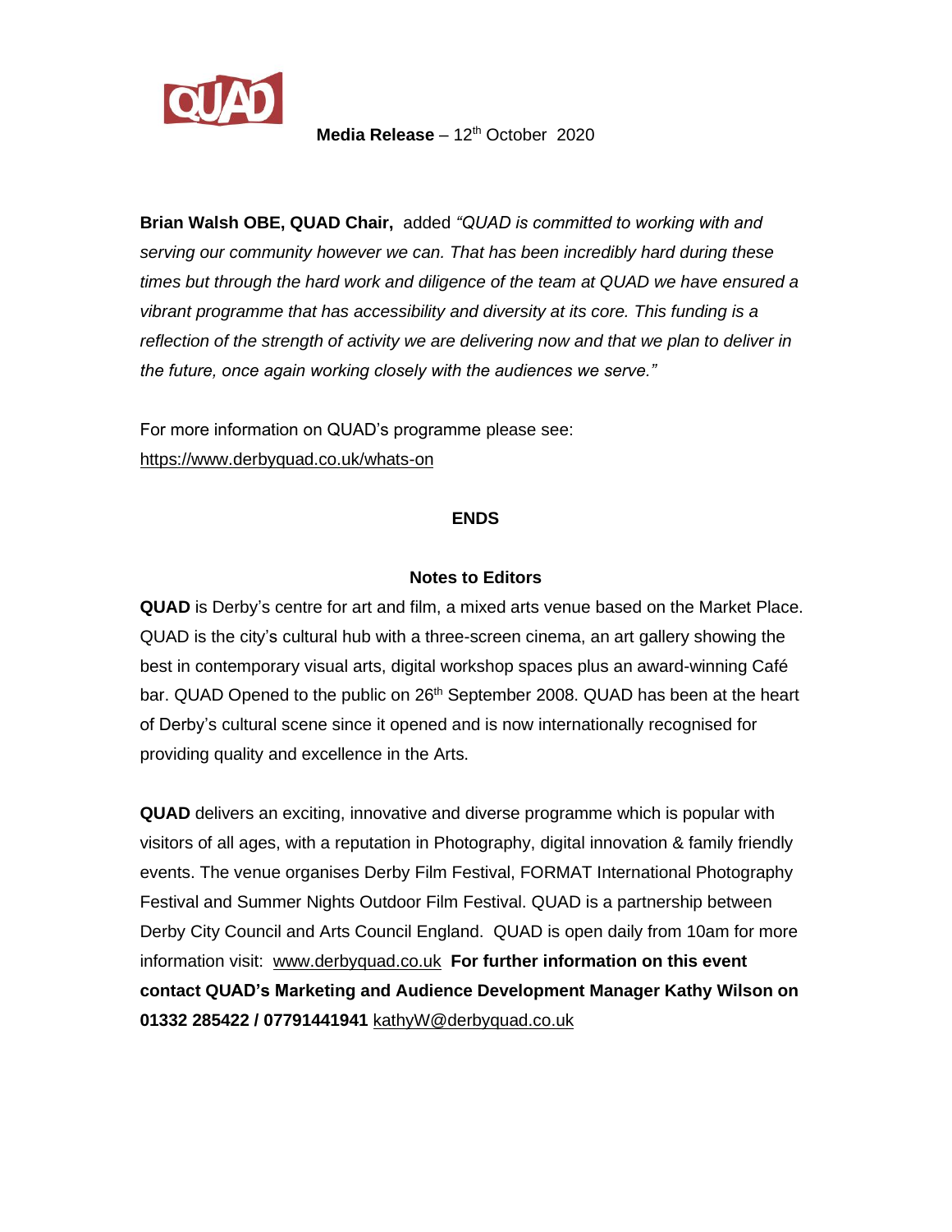**Media Release** – 12th October 2020

**Brian Walsh OBE, QUAD Chair,** added *"QUAD is committed to working with and serving our community however we can. That has been incredibly hard during these times but through the hard work and diligence of the team at QUAD we have ensured a vibrant programme that has accessibility and diversity at its core. This funding is a reflection of the strength of activity we are delivering now and that we plan to deliver in the future, once again working closely with the audiences we serve."*

For more information on QUAD's programme please see:
https://www.derbyquad.co.uk/whats-on

**ENDS**

**Notes to Editors**

**QUAD** is Derby's centre for art and film, a mixed arts venue based on the Market Place. QUAD is the city's cultural hub with a three-screen cinema, an art gallery showing the best in contemporary visual arts, digital workshop spaces plus an award-winning Café bar. QUAD Opened to the public on 26th September 2008. QUAD has been at the heart of Derby's cultural scene since it opened and is now internationally recognised for providing quality and excellence in the Arts.

**QUAD** delivers an exciting, innovative and diverse programme which is popular with visitors of all ages, with a reputation in Photography, digital innovation & family friendly events. The venue organises Derby Film Festival, FORMAT International Photography Festival and Summer Nights Outdoor Film Festival. QUAD is a partnership between Derby City Council and Arts Council England. QUAD is open daily from 10am for more information visit: www.derbyquad.co.uk **For further information on this event contact QUAD's Marketing and Audience Development Manager Kathy Wilson on 01332 285422 / 07791441941** kathyW@derbyquad.co.uk